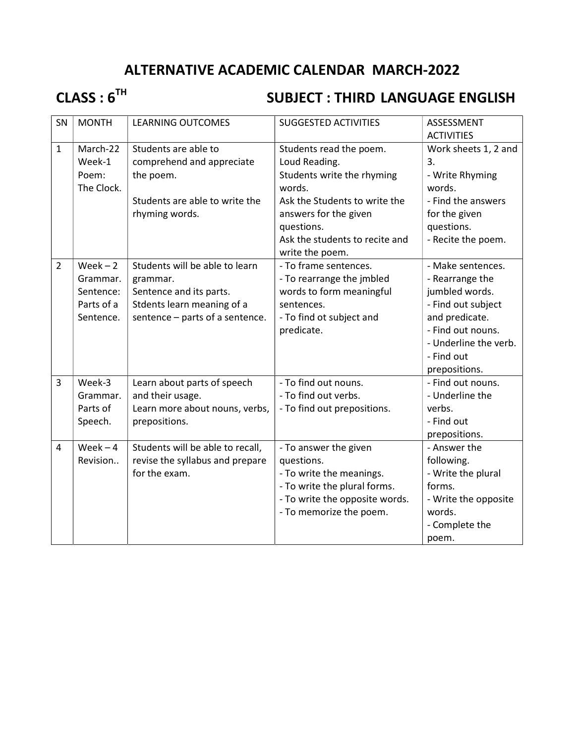# ALTERNATIVE ACADEMIC CALENDAR MARCH-2022

## CLASS : 6TH SUBJECT : THIRD LANGUAGE ENGLISH

| SN | MONTH | LEARNING OUTCOMES | SUGGESTED ACTIVITIES | ASSESSMENT ACTIVITIES |
|---|---|---|---|---|
| 1 | March-22 Week-1 Poem: The Clock. | Students are able to comprehend and appreciate the poem.<br><br>Students are able to write the rhyming words. | Students read the poem.<br>Loud Reading.<br>Students write the rhyming words.<br>Ask the Students to write the answers for the given questions.<br>Ask the students to recite and write the poem. | Work sheets 1, 2 and 3.<br>- Write Rhyming words.<br>- Find the answers for the given questions.<br>- Recite the poem. |
| 2 | Week – 2 Grammar. Sentence: Parts of a Sentence. | Students will be able to learn grammar.<br>Sentence and its parts.<br>Stdents learn meaning of a sentence – parts of a sentence. | - To frame sentences.<br>- To rearrange the jmbled words to form meaningful sentences.<br>- To find ot subject and predicate. | - Make sentences.<br>- Rearrange the jumbled words.<br>- Find out subject and predicate.<br>- Find out nouns.<br>- Underline the verb.<br>- Find out prepositions. |
| 3 | Week-3 Grammar. Parts of Speech. | Learn about parts of speech and their usage.<br>Learn more about nouns, verbs, prepositions. | - To find out nouns.<br>- To find out verbs.<br>- To find out prepositions. | - Find out nouns.<br>- Underline the verbs.<br>- Find out prepositions. |
| 4 | Week – 4 Revision.. | Students will be able to recall, revise the syllabus and prepare for the exam. | - To answer the given questions.<br>- To write the meanings.<br>- To write the plural forms.<br>- To write the opposite words.<br>- To memorize the poem. | - Answer the following.<br>- Write the plural forms.<br>- Write the opposite words.<br>- Complete the poem. |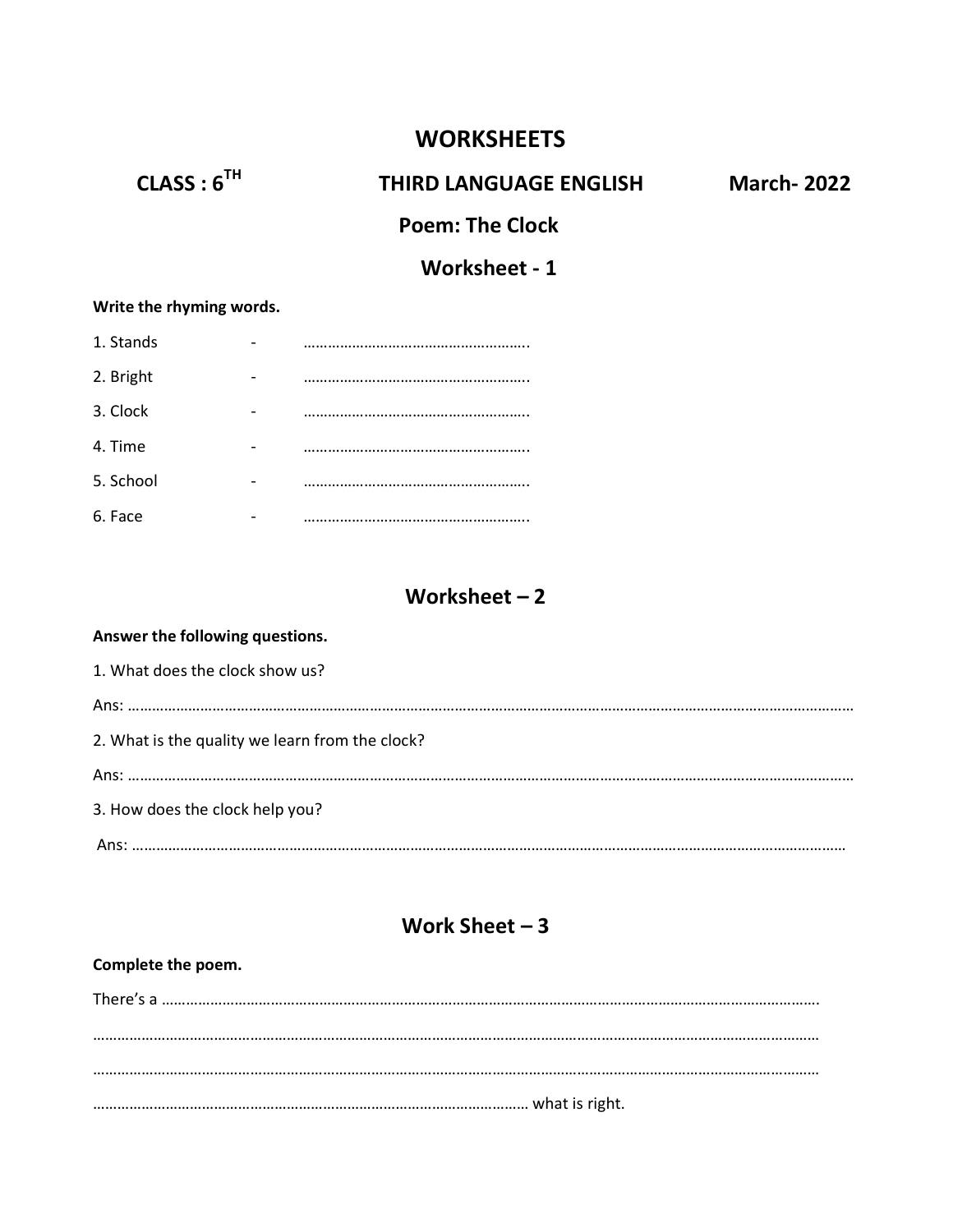# WORKSHEETS

**CLASS : 6TH** **THIRD LANGUAGE ENGLISH** **March- 2022**

## Poem: The Clock

## Worksheet - 1

**Write the rhyming words.**

1. Stands - …………………………………………….
2. Bright - …………………………………………….
3. Clock - …………………………………………….
4. Time - …………………………………………….
5. School - …………………………………………….
6. Face - …………………………………………….

## Worksheet – 2

**Answer the following questions.**

1. What does the clock show us?

Ans: …………………………………………………………………………………………………………………………………………………

2. What is the quality we learn from the clock?

Ans: …………………………………………………………………………………………………………………………………………………

3. How does the clock help you?

Ans: …………………………………………………………………………………………………………………………………………………

## Work Sheet – 3

**Complete the poem.**

There's a ……………………………………………………………………………………………………………………………………

…………………………………………………………………………………………………………………………………………………

…………………………………………………………………………………………………………………………………………………

……………………………………………………………………………………… what is right.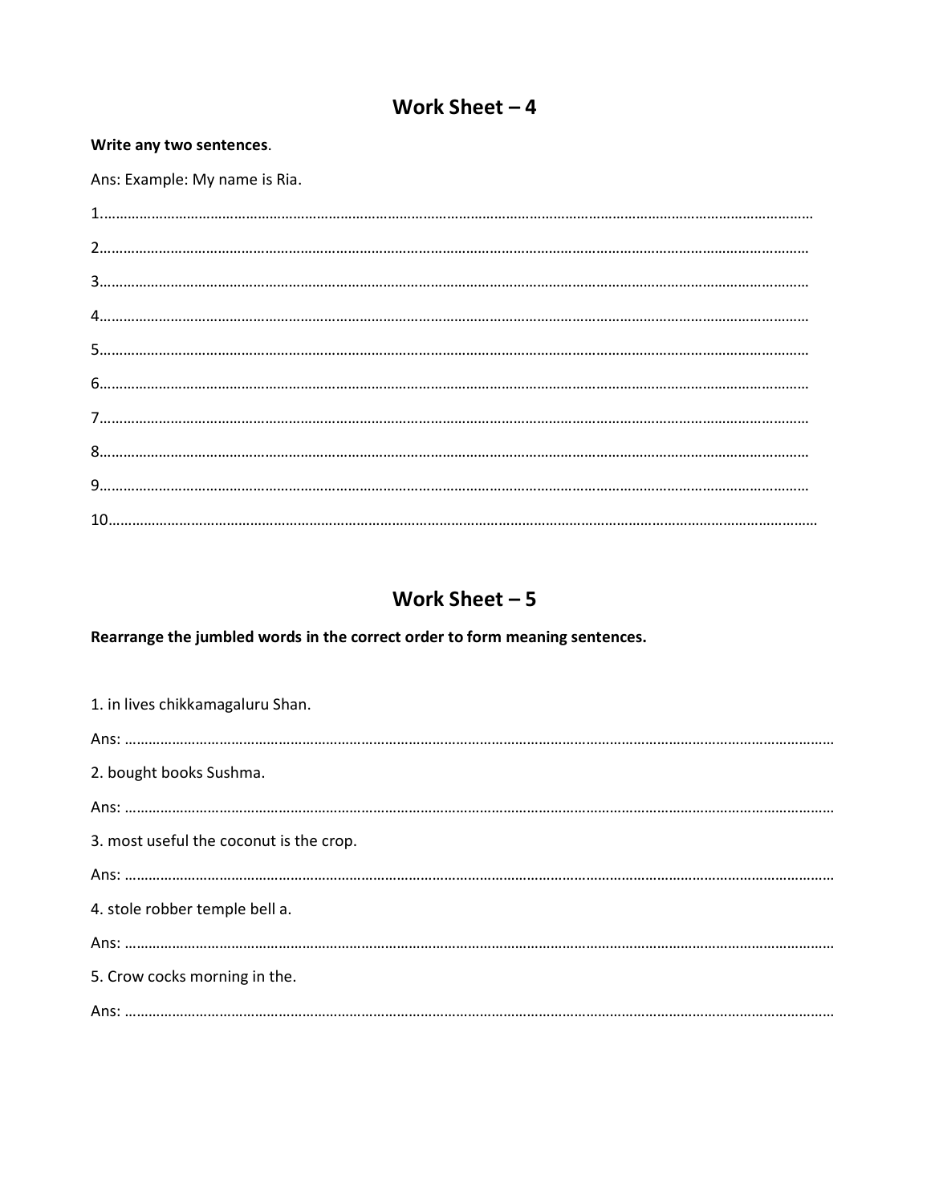## Work Sheet – 4

**Write any two sentences**.

Ans: Example: My name is Ria.

1.…………………………………………………………………………………………………………………………………………………

2.…………………………………………………………………………………………………………………………………………………

3.…………………………………………………………………………………………………………………………………………………

4.…………………………………………………………………………………………………………………………………………………

5.…………………………………………………………………………………………………………………………………………………

6.…………………………………………………………………………………………………………………………………………………

7.…………………………………………………………………………………………………………………………………………………

8.…………………………………………………………………………………………………………………………………………………

9.…………………………………………………………………………………………………………………………………………………

10.…………………………………………………………………………………………………………………………………………………

## Work Sheet – 5

**Rearrange the jumbled words in the correct order to form meaning sentences.**

1. in lives chikkamagaluru Shan.

Ans: …………………………………………………………………………………………………………………………………………………

2. bought books Sushma.

Ans: …………………………………………………………………………………………………………………………………………………

3. most useful the coconut is the crop.

Ans: …………………………………………………………………………………………………………………………………………………

4. stole robber temple bell a.

Ans: …………………………………………………………………………………………………………………………………………………

5. Crow cocks morning in the.

Ans: …………………………………………………………………………………………………………………………………………………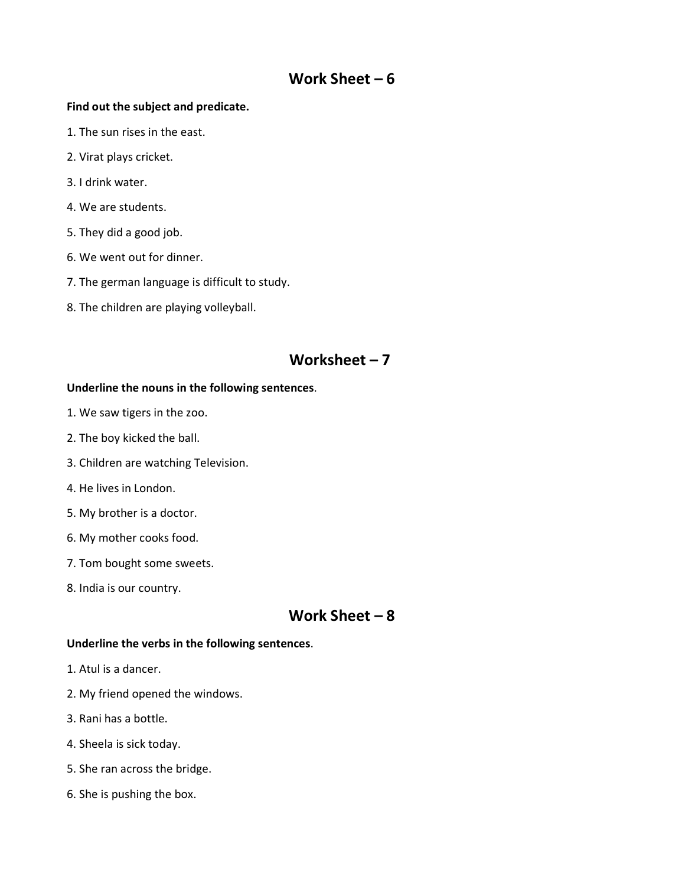## Work Sheet – 6

**Find out the subject and predicate.**

1. The sun rises in the east.

2. Virat plays cricket.

3. I drink water.

4. We are students.

5. They did a good job.

6. We went out for dinner.

7. The german language is difficult to study.

8. The children are playing volleyball.

## Worksheet – 7

**Underline the nouns in the following sentences**.

1. We saw tigers in the zoo.

2. The boy kicked the ball.

3. Children are watching Television.

4. He lives in London.

5. My brother is a doctor.

6. My mother cooks food.

7. Tom bought some sweets.

8. India is our country.

## Work Sheet – 8

**Underline the verbs in the following sentences**.

1. Atul is a dancer.

2. My friend opened the windows.

3. Rani has a bottle.

4. Sheela is sick today.

5. She ran across the bridge.

6. She is pushing the box.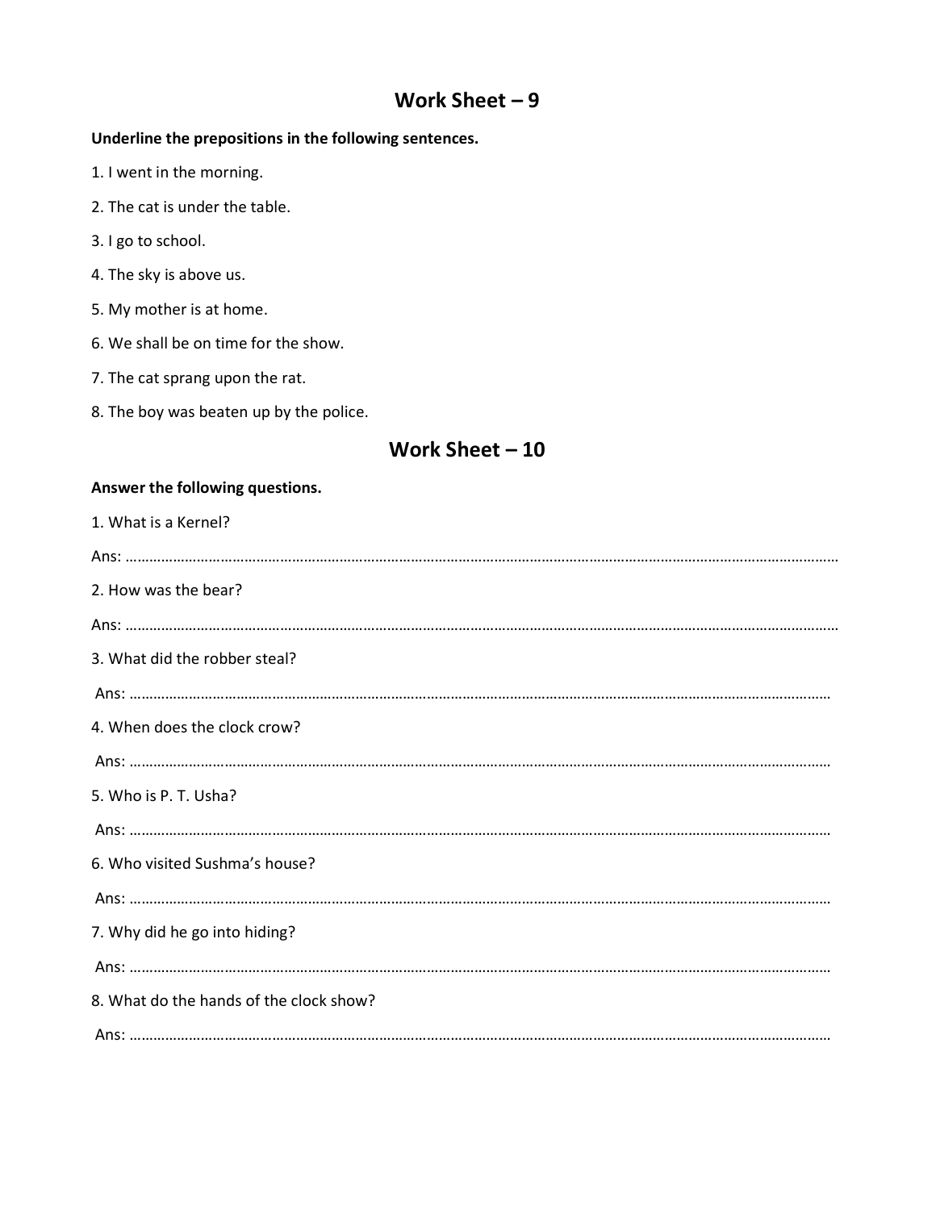## Work Sheet – 9

**Underline the prepositions in the following sentences.**

1. I went in the morning.
2. The cat is under the table.
3. I go to school.
4. The sky is above us.
5. My mother is at home.
6. We shall be on time for the show.
7. The cat sprang upon the rat.
8. The boy was beaten up by the police.

## Work Sheet – 10

**Answer the following questions.**

1. What is a Kernel?

Ans: ………………………………………………………………………………………………………………………………………………………

2. How was the bear?

Ans: ………………………………………………………………………………………………………………………………………………………

3. What did the robber steal?

Ans: ………………………………………………………………………………………………………………………………………………………

4. When does the clock crow?

Ans: ………………………………………………………………………………………………………………………………………………………

5. Who is P. T. Usha?

Ans: ………………………………………………………………………………………………………………………………………………………

6. Who visited Sushma's house?

Ans: ………………………………………………………………………………………………………………………………………………………

7. Why did he go into hiding?

Ans: ………………………………………………………………………………………………………………………………………………………

8. What do the hands of the clock show?

Ans: ………………………………………………………………………………………………………………………………………………………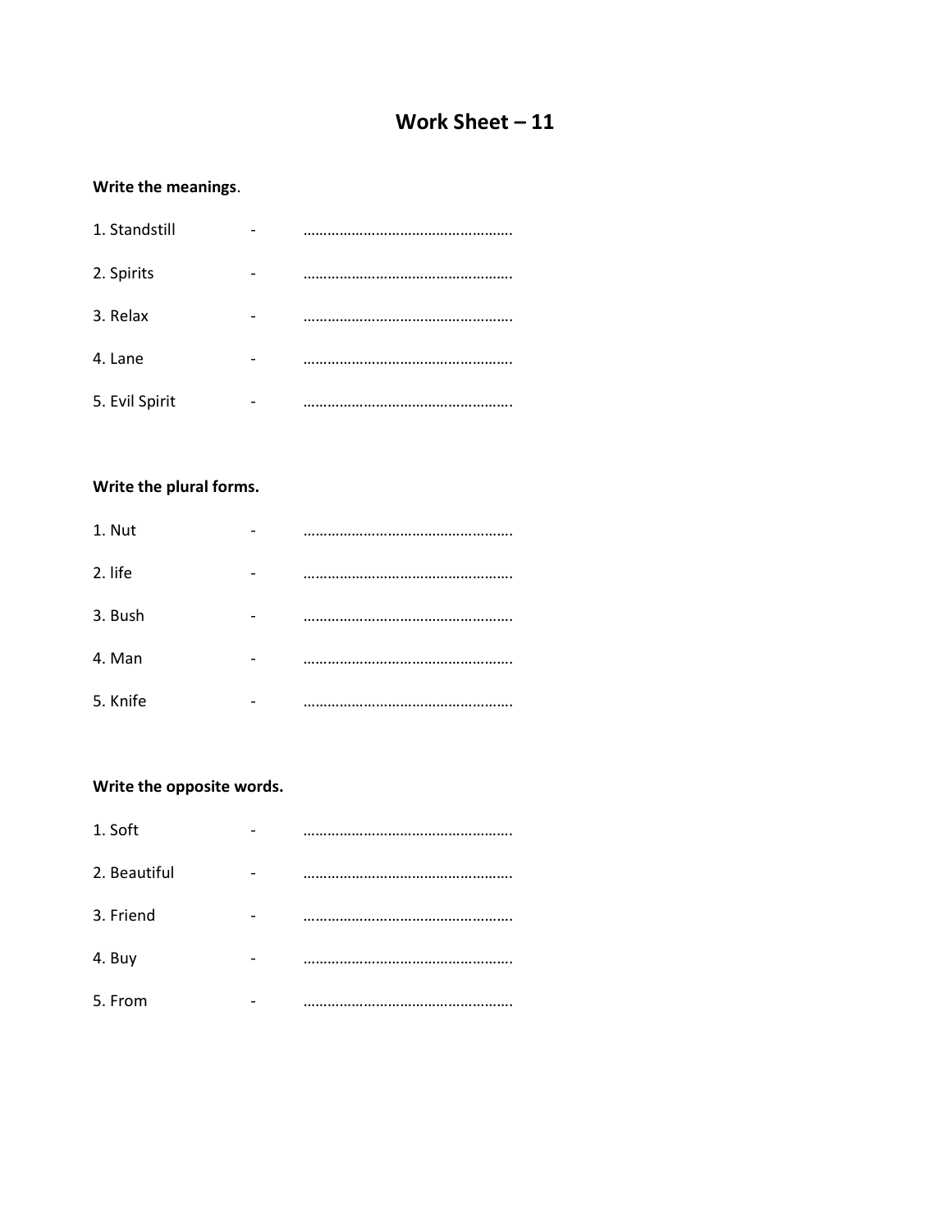# Work Sheet – 11

**Write the meanings**.

1. Standstill - ……………………………………………..
2. Spirits - ……………………………………………..
3. Relax - ……………………………………………..
4. Lane - ……………………………………………..
5. Evil Spirit - ……………………………………………..

**Write the plural forms.**

1. Nut - ……………………………………………..
2. life - ……………………………………………..
3. Bush - ……………………………………………..
4. Man - ……………………………………………..
5. Knife - ……………………………………………..

**Write the opposite words.**

1. Soft - ……………………………………………..
2. Beautiful - ……………………………………………..
3. Friend - ……………………………………………..
4. Buy - ……………………………………………..
5. From - ……………………………………………..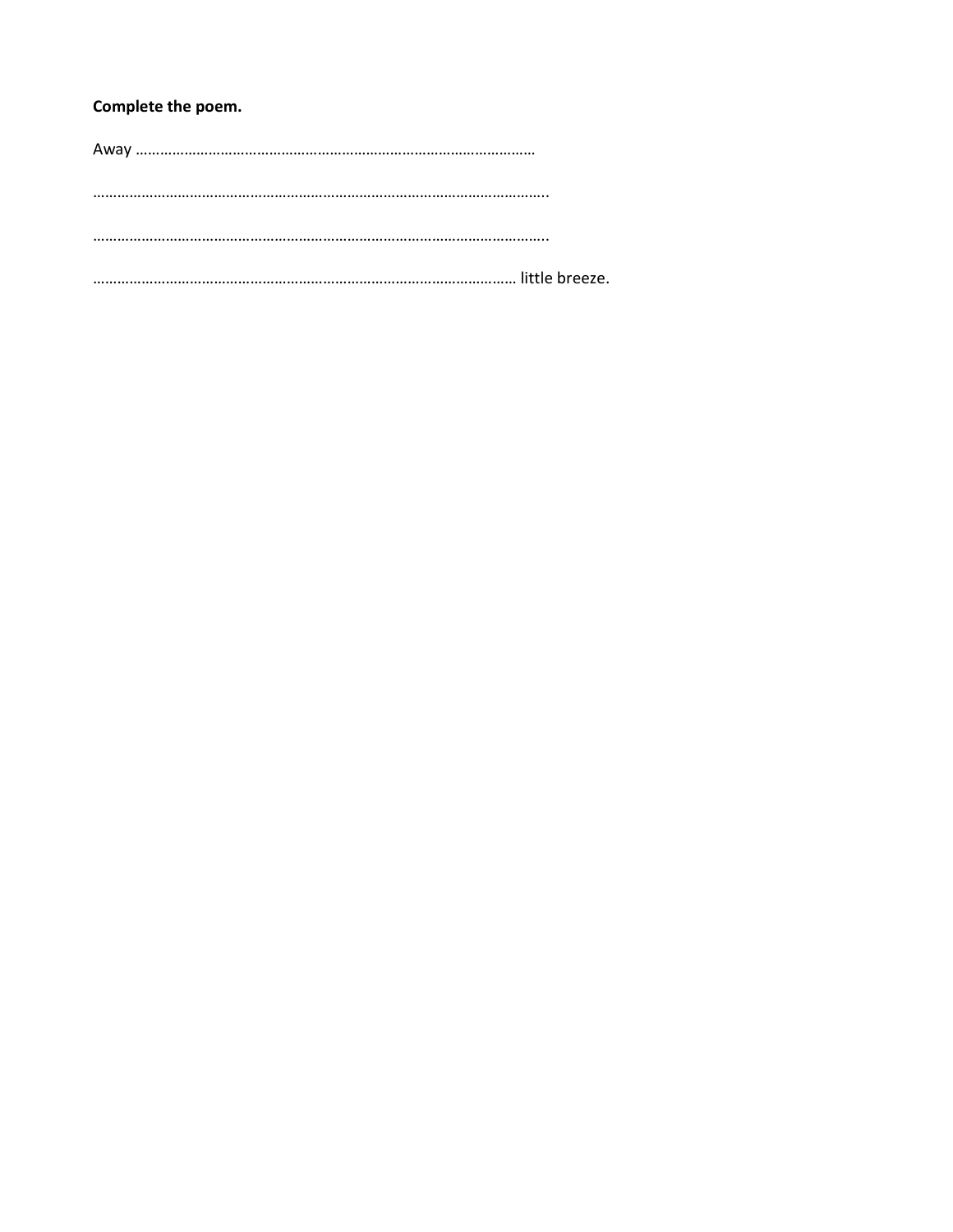**Complete the poem.**

Away ………………………………………………………………………………………

…………………………………………………………………………………………………..

…………………………………………………………………………………………………..

………………………………………………………………………………………………… little breeze.